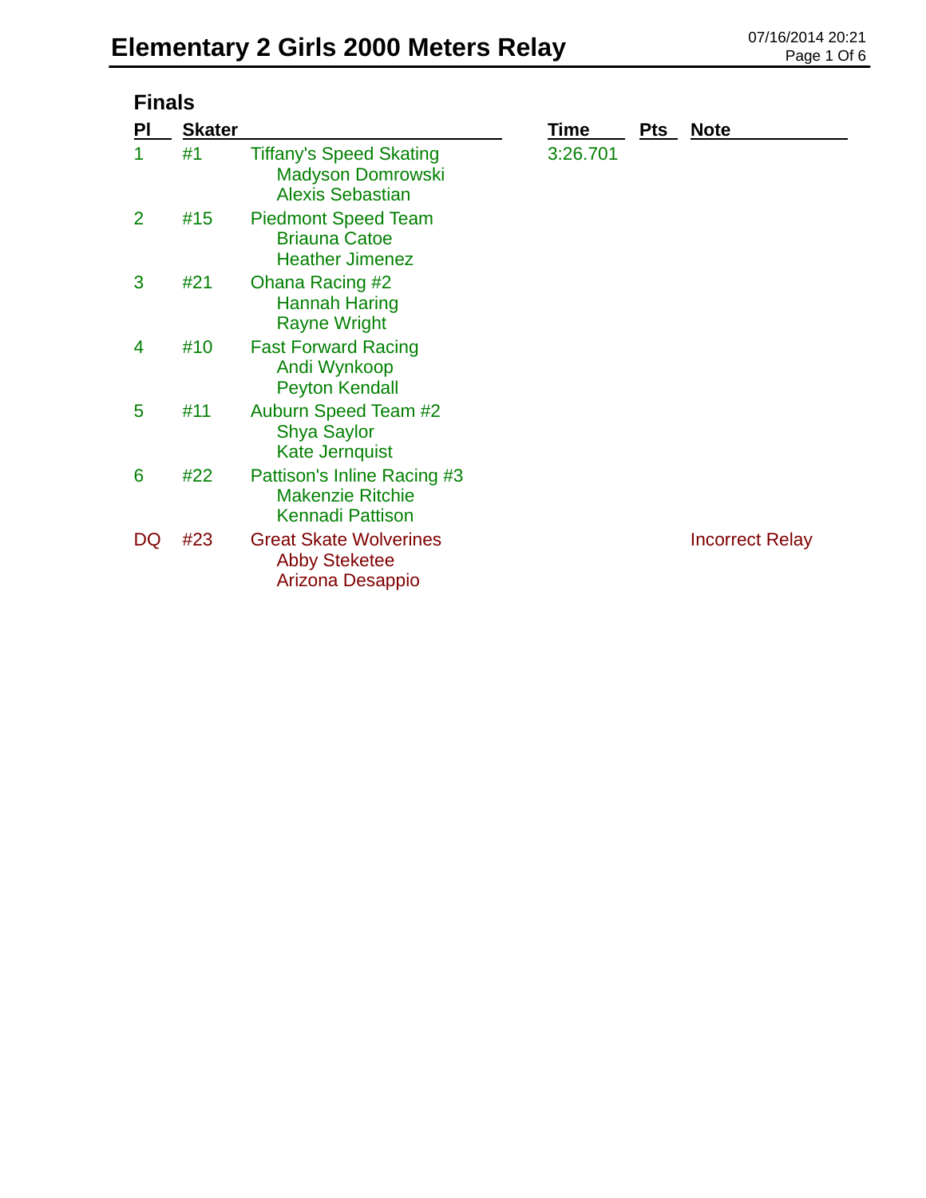# Elementary 2 Girls 2000 Meters Relay

07/16/2014 20:21

## Finals

| Pl | Skater | | Time | Pts | Note |
|---|---|---|---|---|---|
| 1 | #1 | Tiffany's Speed Skating<br>Madyson Domrowski<br>Alexis Sebastian | 3:26.701 | | |
| 2 | #15 | Piedmont Speed Team<br>Briauna Catoe<br>Heather Jimenez | | | |
| 3 | #21 | Ohana Racing #2<br>Hannah Haring<br>Rayne Wright | | | |
| 4 | #10 | Fast Forward Racing<br>Andi Wynkoop<br>Peyton Kendall | | | |
| 5 | #11 | Auburn Speed Team #2<br>Shya Saylor<br>Kate Jernquist | | | |
| 6 | #22 | Pattison's Inline Racing #3<br>Makenzie Ritchie<br>Kennadi Pattison | | | |
| DQ | #23 | Great Skate Wolverines<br>Abby Steketee<br>Arizona Desappio | | | Incorrect Relay |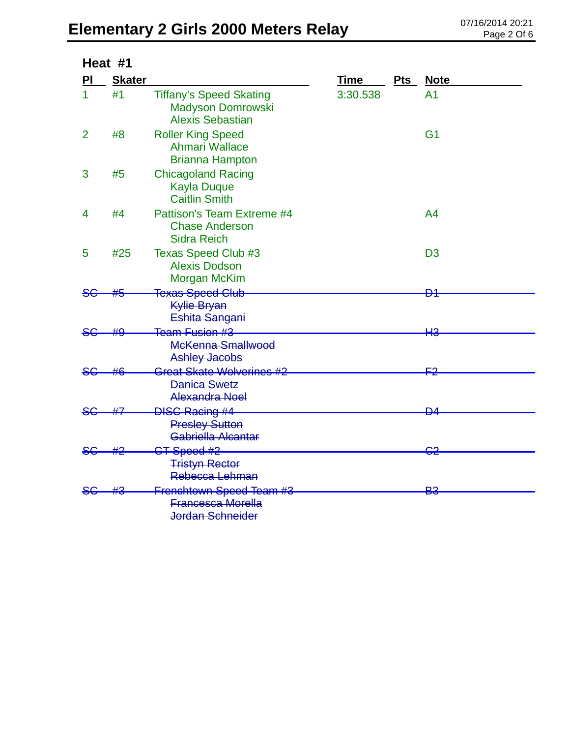# Elementary 2 Girls 2000 Meters Relay

## Heat #1

| Pl | Skater | | Time | Pts | Note |
|---|---|---|---|---|---|
| 1 | #1 | Tiffany's Speed Skating<br>Madyson Domrowski<br>Alexis Sebastian | 3:30.538 | | A1 |
| 2 | #8 | Roller King Speed<br>Ahmari Wallace<br>Brianna Hampton | | | G1 |
| 3 | #5 | Chicagoland Racing<br>Kayla Duque<br>Caitlin Smith | | | |
| 4 | #4 | Pattison's Team Extreme #4<br>Chase Anderson<br>Sidra Reich | | | A4 |
| 5 | #25 | Texas Speed Club #3<br>Alexis Dodson<br>Morgan McKim | | | D3 |
| ~~SC~~ | ~~#5~~ | ~~Texas Speed Club~~<br>~~Kylie Bryan~~<br>~~Eshita Sangani~~ | | | ~~D1~~ |
| ~~SC~~ | ~~#9~~ | ~~Team Fusion #3~~<br>~~McKenna Smallwood~~<br>~~Ashley Jacobs~~ | | | ~~H3~~ |
| ~~SC~~ | ~~#6~~ | ~~Great Skate Wolverines #2~~<br>~~Danica Swetz~~<br>~~Alexandra Noel~~ | | | ~~F2~~ |
| ~~SC~~ | ~~#7~~ | ~~DISC Racing #4~~<br>~~Presley Sutton~~<br>~~Gabriella Alcantar~~ | | | ~~D4~~ |
| ~~SC~~ | ~~#2~~ | ~~GT Speed #2~~<br>~~Tristyn Rector~~<br>~~Rebecca Lehman~~ | | | ~~C2~~ |
| ~~SC~~ | ~~#3~~ | ~~Frenchtown Speed Team #3~~<br>~~Francesca Morella~~<br>~~Jordan Schneider~~ | | | ~~B3~~ |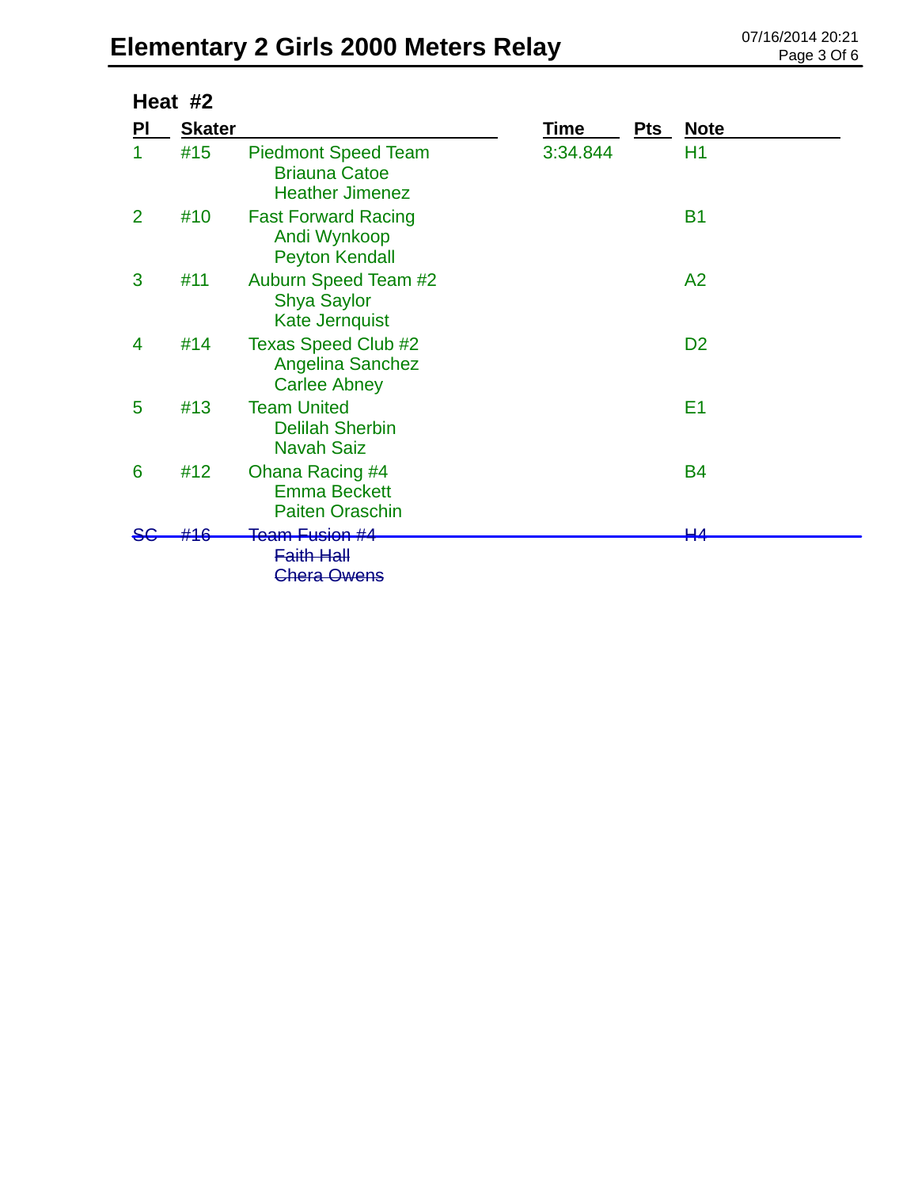# Elementary 2 Girls 2000 Meters Relay

## Heat #2

| Pl | Skater | | Time | Pts | Note |
|---|---|---|---|---|---|
| 1 | #15 | Piedmont Speed Team<br>Briauna Catoe<br>Heather Jimenez | 3:34.844 | | H1 |
| 2 | #10 | Fast Forward Racing<br>Andi Wynkoop<br>Peyton Kendall | | | B1 |
| 3 | #11 | Auburn Speed Team #2<br>Shya Saylor<br>Kate Jernquist | | | A2 |
| 4 | #14 | Texas Speed Club #2<br>Angelina Sanchez<br>Carlee Abney | | | D2 |
| 5 | #13 | Team United<br>Delilah Sherbin<br>Navah Saiz | | | E1 |
| 6 | #12 | Ohana Racing #4<br>Emma Beckett<br>Paiten Oraschin | | | B4 |
| ~~SC~~ | ~~#16~~ | ~~Team Fusion #4~~<br>~~Faith Hall~~<br>~~Chera Owens~~ | | | ~~H4~~ |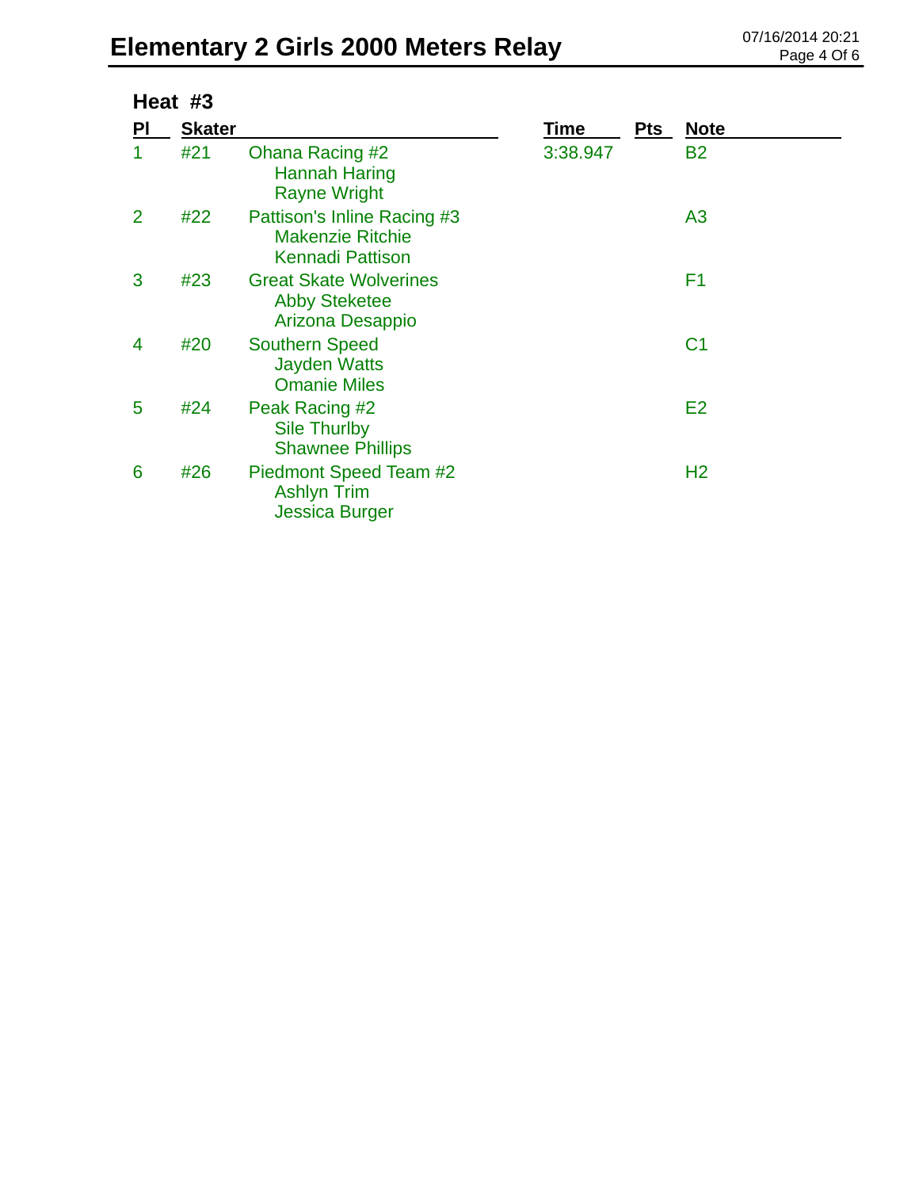# Elementary 2 Girls 2000 Meters Relay

## Heat #3

| Pl | Skater | | Time | Pts | Note |
|---|---|---|---|---|---|
| 1 | #21 | Ohana Racing #2<br>Hannah Haring<br>Rayne Wright | 3:38.947 | | B2 |
| 2 | #22 | Pattison's Inline Racing #3<br>Makenzie Ritchie<br>Kennadi Pattison | | | A3 |
| 3 | #23 | Great Skate Wolverines<br>Abby Steketee<br>Arizona Desappio | | | F1 |
| 4 | #20 | Southern Speed<br>Jayden Watts<br>Omanie Miles | | | C1 |
| 5 | #24 | Peak Racing #2<br>Sile Thurlby<br>Shawnee Phillips | | | E2 |
| 6 | #26 | Piedmont Speed Team #2<br>Ashlyn Trim<br>Jessica Burger | | | H2 |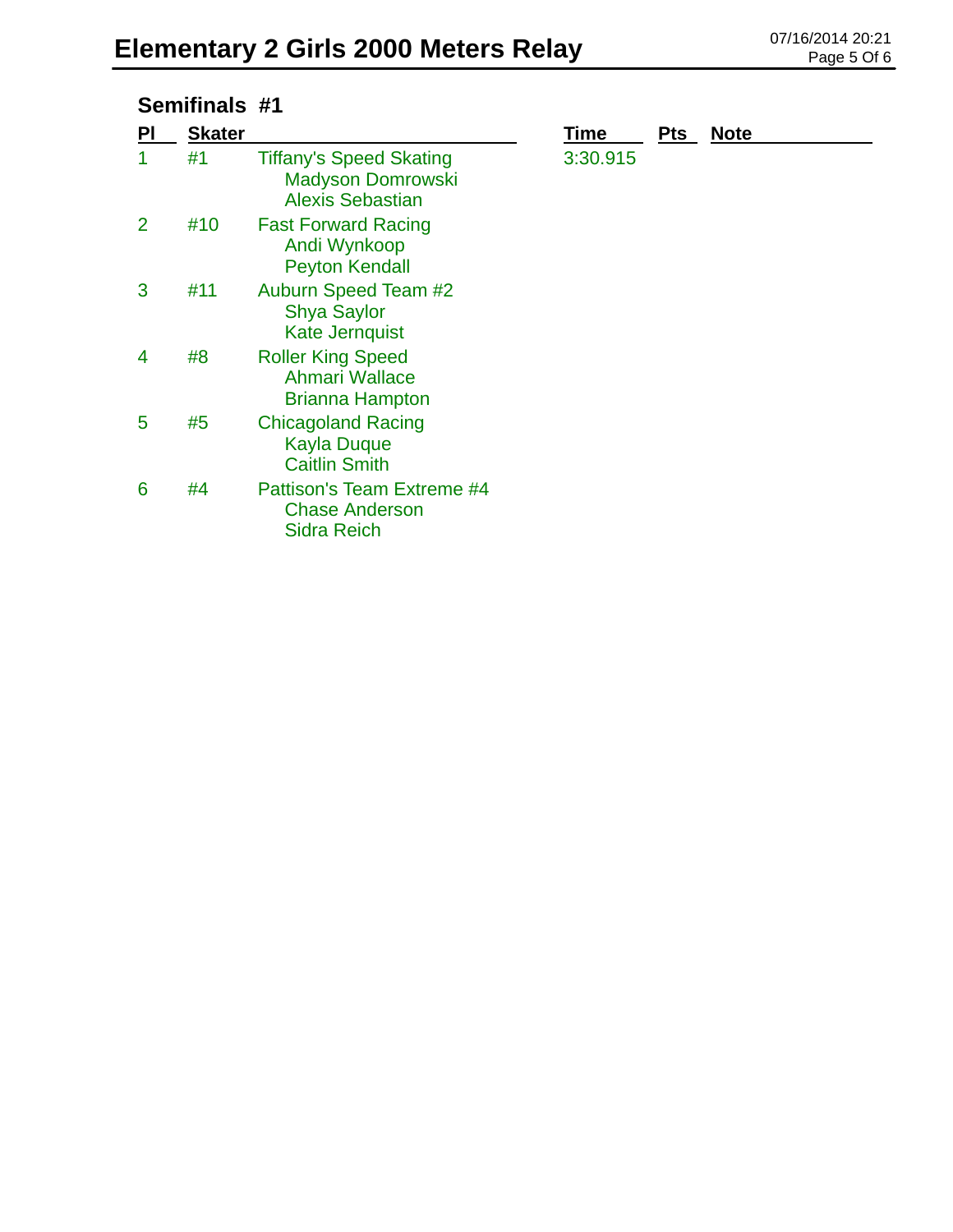# Elementary 2 Girls 2000 Meters Relay

## Semifinals #1

| Pl | Skater | | Time | Pts | Note |
|---|---|---|---|---|---|
| 1 | #1 | Tiffany's Speed Skating<br>Madyson Domrowski<br>Alexis Sebastian | 3:30.915 | | |
| 2 | #10 | Fast Forward Racing<br>Andi Wynkoop<br>Peyton Kendall | | | |
| 3 | #11 | Auburn Speed Team #2<br>Shya Saylor<br>Kate Jernquist | | | |
| 4 | #8 | Roller King Speed<br>Ahmari Wallace<br>Brianna Hampton | | | |
| 5 | #5 | Chicagoland Racing<br>Kayla Duque<br>Caitlin Smith | | | |
| 6 | #4 | Pattison's Team Extreme #4<br>Chase Anderson<br>Sidra Reich | | | |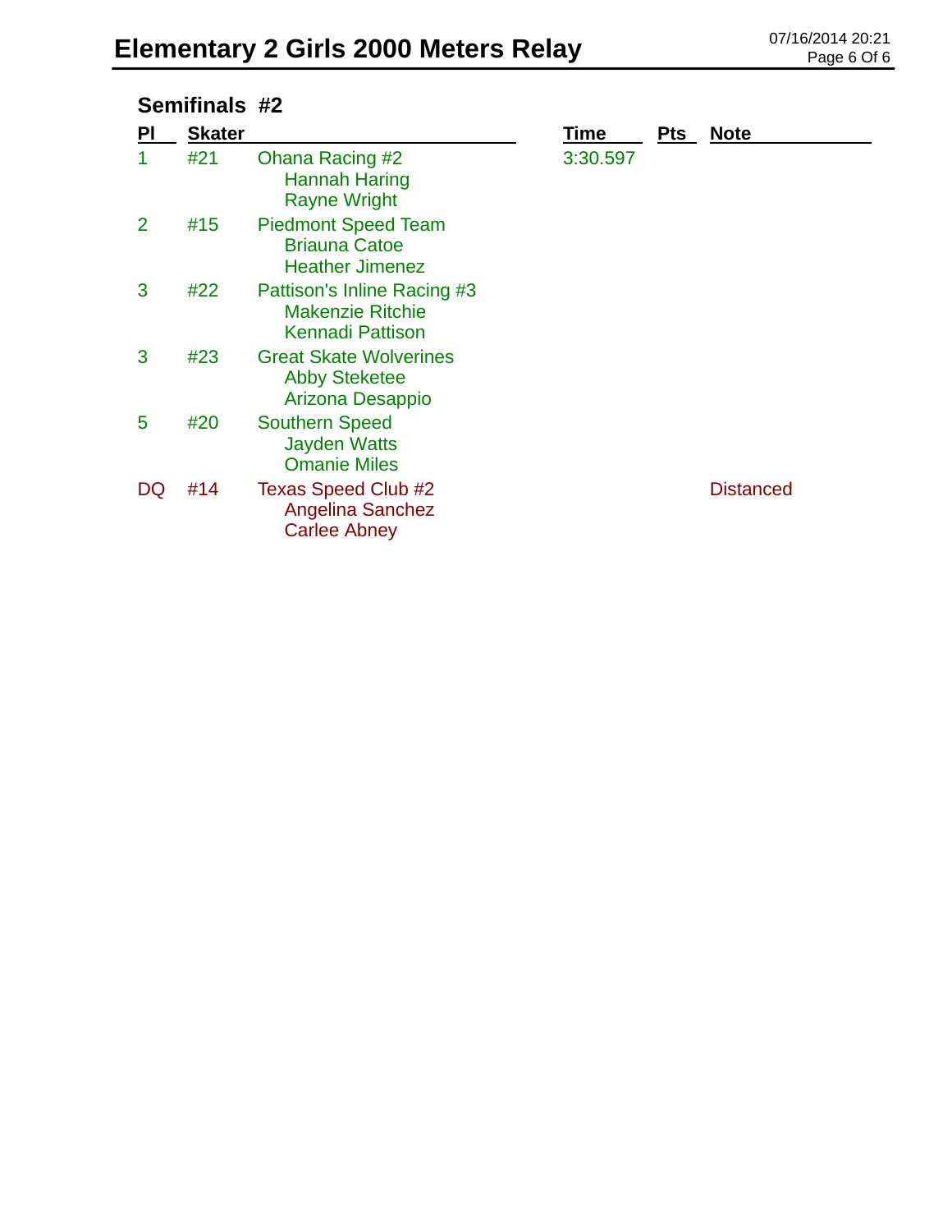# Elementary 2 Girls 2000 Meters Relay

## Semifinals #2

| Pl | Skater | | Time | Pts | Note |
|---|---|---|---|---|---|
| 1 | #21 | Ohana Racing #2<br>Hannah Haring<br>Rayne Wright | 3:30.597 | | |
| 2 | #15 | Piedmont Speed Team<br>Briauna Catoe<br>Heather Jimenez | | | |
| 3 | #22 | Pattison's Inline Racing #3<br>Makenzie Ritchie<br>Kennadi Pattison | | | |
| 3 | #23 | Great Skate Wolverines<br>Abby Steketee<br>Arizona Desappio | | | |
| 5 | #20 | Southern Speed<br>Jayden Watts<br>Omanie Miles | | | |
| DQ | #14 | Texas Speed Club #2<br>Angelina Sanchez<br>Carlee Abney | | | Distanced |